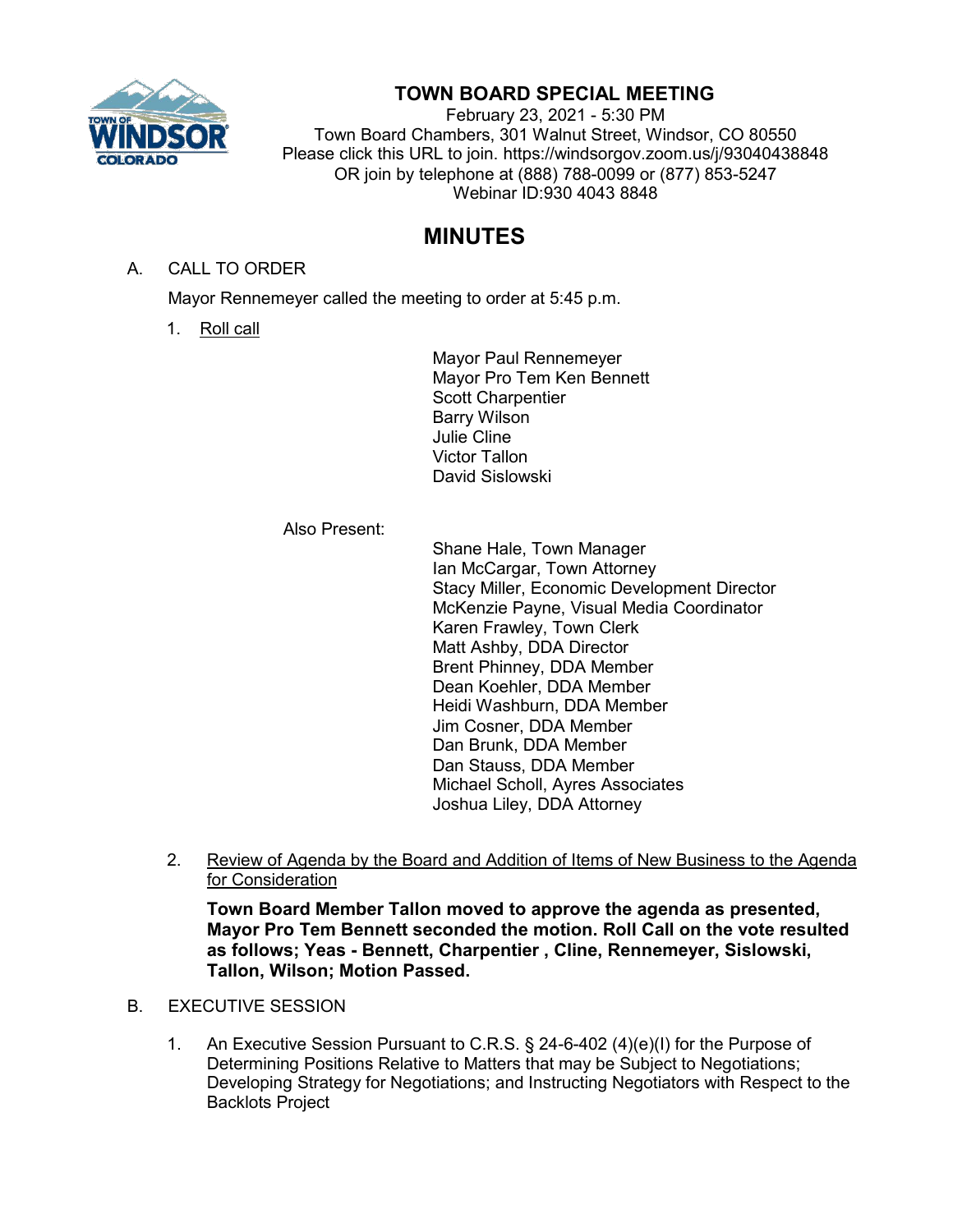# TOWN BOARD SPECIAL MEETING

February 23, 2021 - 5:30 PM
Town Board Chambers, 301 Walnut Street, Windsor, CO 80550
Please click this URL to join. https://windsorgov.zoom.us/j/93040438848
OR join by telephone at (888) 788-0099 or (877) 853-5247
Webinar ID:930 4043 8848

# MINUTES

A. CALL TO ORDER

Mayor Rennemeyer called the meeting to order at 5:45 p.m.

1. Roll call

Mayor Paul Rennemeyer
Mayor Pro Tem Ken Bennett
Scott Charpentier
Barry Wilson
Julie Cline
Victor Tallon
David Sislowski

Also Present:

Shane Hale, Town Manager
Ian McCargar, Town Attorney
Stacy Miller, Economic Development Director
McKenzie Payne, Visual Media Coordinator
Karen Frawley, Town Clerk
Matt Ashby, DDA Director
Brent Phinney, DDA Member
Dean Koehler, DDA Member
Heidi Washburn, DDA Member
Jim Cosner, DDA Member
Dan Brunk, DDA Member
Dan Stauss, DDA Member
Michael Scholl, Ayres Associates
Joshua Liley, DDA Attorney

2. Review of Agenda by the Board and Addition of Items of New Business to the Agenda for Consideration

**Town Board Member Tallon moved to approve the agenda as presented, Mayor Pro Tem Bennett seconded the motion. Roll Call on the vote resulted as follows; Yeas - Bennett, Charpentier , Cline, Rennemeyer, Sislowski, Tallon, Wilson; Motion Passed.**

B. EXECUTIVE SESSION

1. An Executive Session Pursuant to C.R.S. § 24-6-402 (4)(e)(I) for the Purpose of Determining Positions Relative to Matters that may be Subject to Negotiations; Developing Strategy for Negotiations; and Instructing Negotiators with Respect to the Backlots Project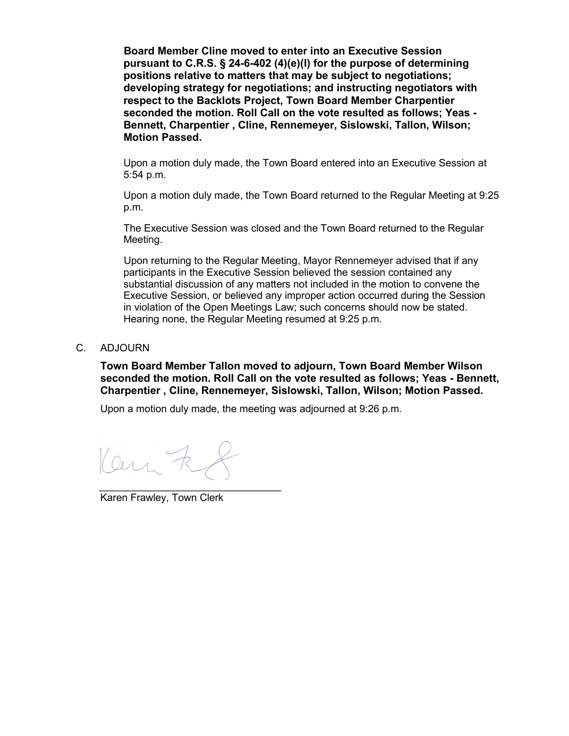**Board Member Cline moved to enter into an Executive Session pursuant to C.R.S. § 24-6-402 (4)(e)(I) for the purpose of determining positions relative to matters that may be subject to negotiations; developing strategy for negotiations; and instructing negotiators with respect to the Backlots Project, Town Board Member Charpentier seconded the motion. Roll Call on the vote resulted as follows; Yeas - Bennett, Charpentier , Cline, Rennemeyer, Sislowski, Tallon, Wilson; Motion Passed.**

Upon a motion duly made, the Town Board entered into an Executive Session at 5:54 p.m.

Upon a motion duly made, the Town Board returned to the Regular Meeting at 9:25 p.m.

The Executive Session was closed and the Town Board returned to the Regular Meeting.

Upon returning to the Regular Meeting, Mayor Rennemeyer advised that if any participants in the Executive Session believed the session contained any substantial discussion of any matters not included in the motion to convene the Executive Session, or believed any improper action occurred during the Session in violation of the Open Meetings Law; such concerns should now be stated. Hearing none, the Regular Meeting resumed at 9:25 p.m.

C. ADJOURN

**Town Board Member Tallon moved to adjourn, Town Board Member Wilson seconded the motion. Roll Call on the vote resulted as follows; Yeas - Bennett, Charpentier , Cline, Rennemeyer, Sislowski, Tallon, Wilson; Motion Passed.**

Upon a motion duly made, the meeting was adjourned at 9:26 p.m.

\_\_\_\_\_\_\_\_\_\_\_\_\_\_\_\_\_\_\_\_\_\_\_\_\_\_\_\_\_\_\_\_

Karen Frawley, Town Clerk